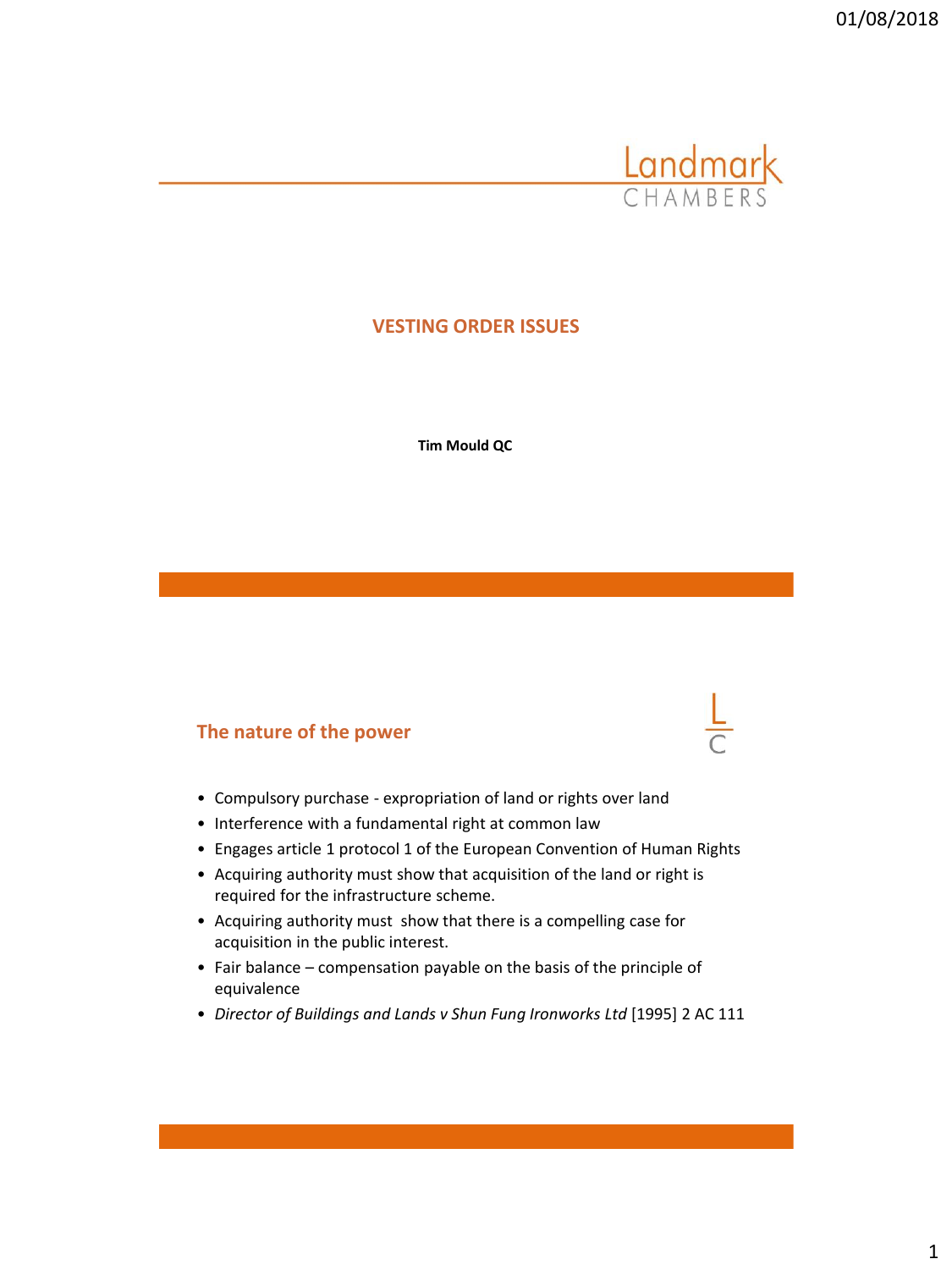# VESTING ORDER ISSUES

**Tim Mould QC**

## The nature of the power

- Compulsory purchase - expropriation of land or rights over land
- Interference with a fundamental right at common law
- Engages article 1 protocol 1 of the European Convention of Human Rights
- Acquiring authority must show that acquisition of the land or right is required for the infrastructure scheme.
- Acquiring authority must show that there is a compelling case for acquisition in the public interest.
- Fair balance – compensation payable on the basis of the principle of equivalence
- *Director of Buildings and Lands v Shun Fung Ironworks Ltd* [1995] 2 AC 111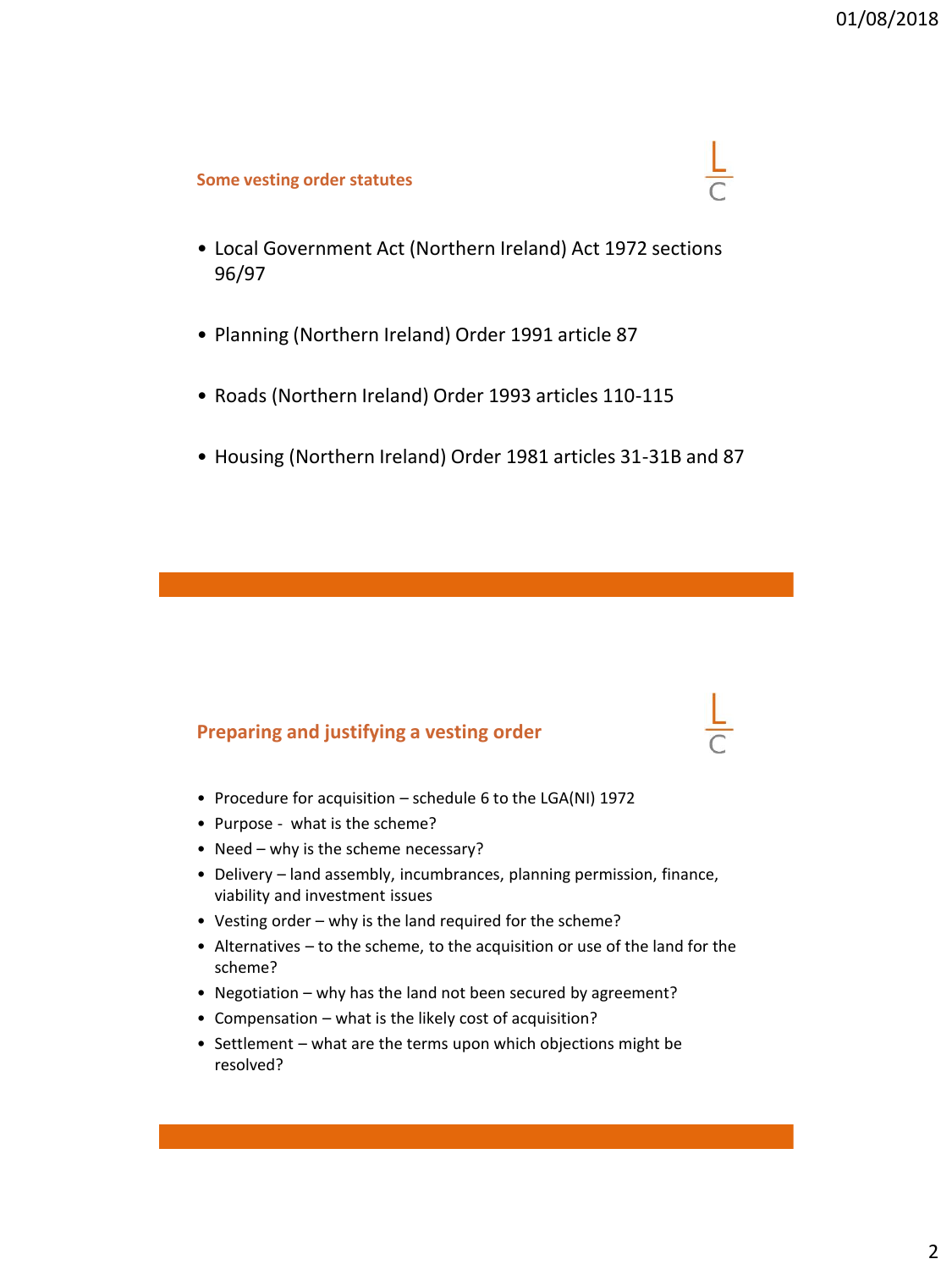## Some vesting order statutes

- Local Government Act (Northern Ireland) Act 1972 sections 96/97
- Planning (Northern Ireland) Order 1991 article 87
- Roads (Northern Ireland) Order 1993 articles 110-115
- Housing (Northern Ireland) Order 1981 articles 31-31B and 87

## Preparing and justifying a vesting order

- Procedure for acquisition – schedule 6 to the LGA(NI) 1972
- Purpose - what is the scheme?
- Need – why is the scheme necessary?
- Delivery – land assembly, incumbrances, planning permission, finance, viability and investment issues
- Vesting order – why is the land required for the scheme?
- Alternatives – to the scheme, to the acquisition or use of the land for the scheme?
- Negotiation – why has the land not been secured by agreement?
- Compensation – what is the likely cost of acquisition?
- Settlement – what are the terms upon which objections might be resolved?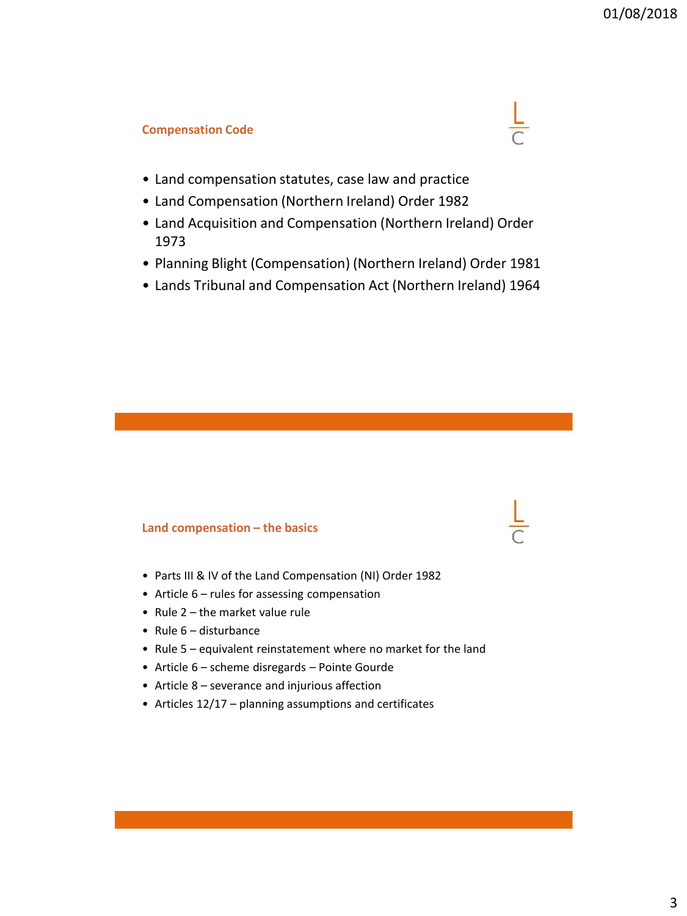## Compensation Code

- Land compensation statutes, case law and practice
- Land Compensation (Northern Ireland) Order 1982
- Land Acquisition and Compensation (Northern Ireland) Order 1973
- Planning Blight (Compensation) (Northern Ireland) Order 1981
- Lands Tribunal and Compensation Act (Northern Ireland) 1964

## Land compensation – the basics

- Parts III & IV of the Land Compensation (NI) Order 1982
- Article 6 – rules for assessing compensation
- Rule 2 – the market value rule
- Rule 6 – disturbance
- Rule 5 – equivalent reinstatement where no market for the land
- Article 6 – scheme disregards – Pointe Gourde
- Article 8 – severance and injurious affection
- Articles 12/17 – planning assumptions and certificates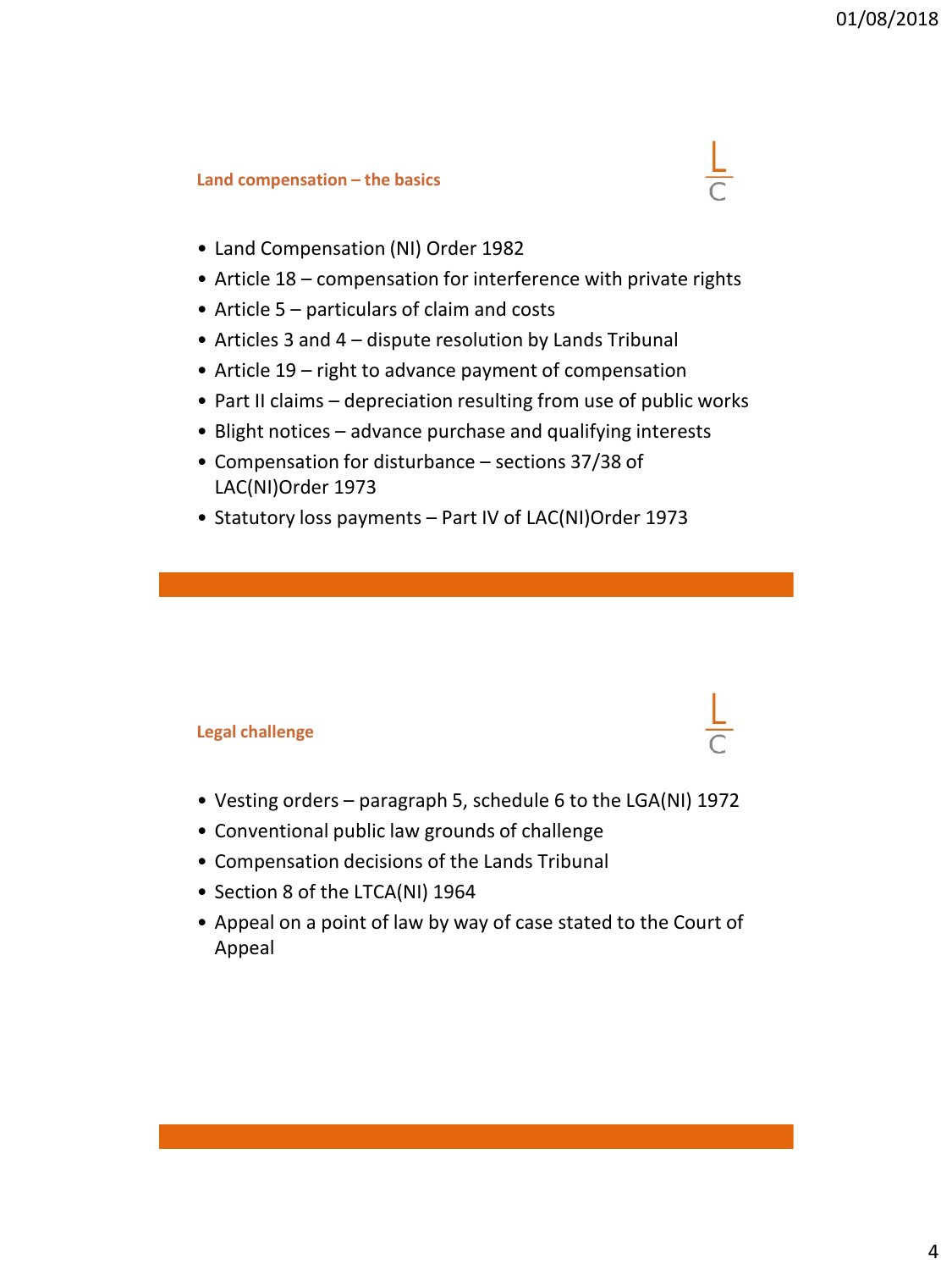## Land compensation – the basics

- Land Compensation (NI) Order 1982
- Article 18 – compensation for interference with private rights
- Article 5 – particulars of claim and costs
- Articles 3 and 4 – dispute resolution by Lands Tribunal
- Article 19 – right to advance payment of compensation
- Part II claims – depreciation resulting from use of public works
- Blight notices – advance purchase and qualifying interests
- Compensation for disturbance – sections 37/38 of LAC(NI)Order 1973
- Statutory loss payments – Part IV of LAC(NI)Order 1973

## Legal challenge

- Vesting orders – paragraph 5, schedule 6 to the LGA(NI) 1972
- Conventional public law grounds of challenge
- Compensation decisions of the Lands Tribunal
- Section 8 of the LTCA(NI) 1964
- Appeal on a point of law by way of case stated to the Court of Appeal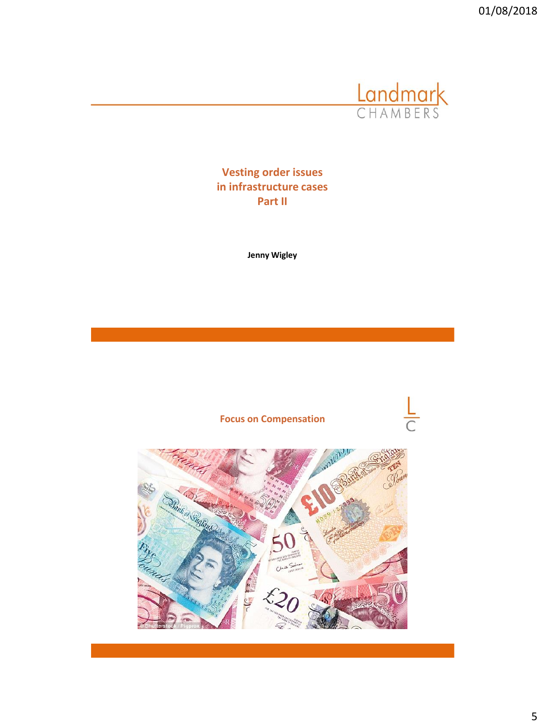Landmark CHAMBERS

## Vesting order issues in infrastructure cases Part II

**Jenny Wigley**

## Focus on Compensation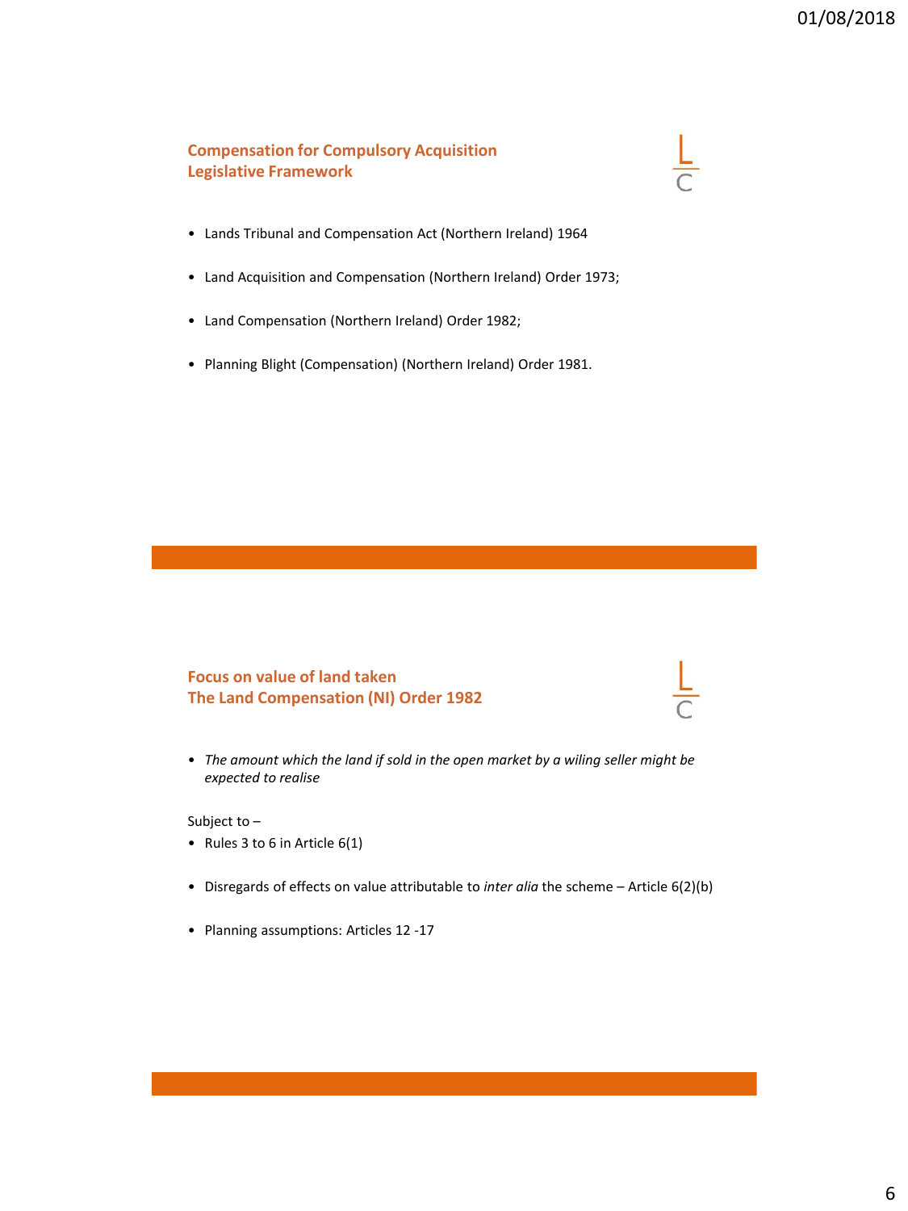## Compensation for Compulsory Acquisition
## Legislative Framework

- Lands Tribunal and Compensation Act (Northern Ireland) 1964
- Land Acquisition and Compensation (Northern Ireland) Order 1973;
- Land Compensation (Northern Ireland) Order 1982;
- Planning Blight (Compensation) (Northern Ireland) Order 1981.

## Focus on value of land taken
## The Land Compensation (NI) Order 1982

- *The amount which the land if sold in the open market by a wiling seller might be expected to realise*

Subject to –

- Rules 3 to 6 in Article 6(1)
- Disregards of effects on value attributable to *inter alia* the scheme – Article 6(2)(b)
- Planning assumptions: Articles 12 -17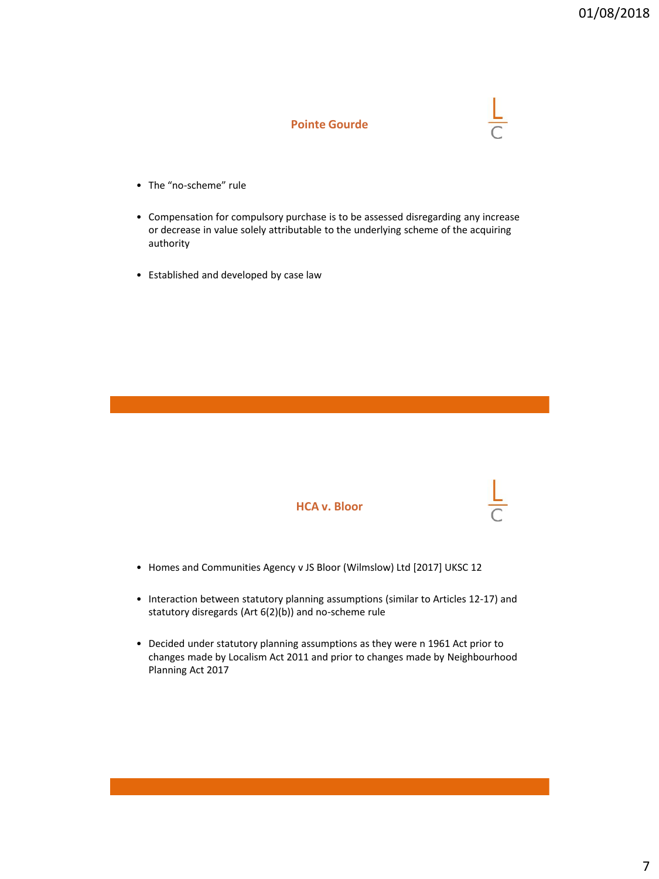## Pointe Gourde

- The "no-scheme" rule
- Compensation for compulsory purchase is to be assessed disregarding any increase or decrease in value solely attributable to the underlying scheme of the acquiring authority
- Established and developed by case law

## HCA v. Bloor

- Homes and Communities Agency v JS Bloor (Wilmslow) Ltd [2017] UKSC 12
- Interaction between statutory planning assumptions (similar to Articles 12-17) and statutory disregards (Art 6(2)(b)) and no-scheme rule
- Decided under statutory planning assumptions as they were n 1961 Act prior to changes made by Localism Act 2011 and prior to changes made by Neighbourhood Planning Act 2017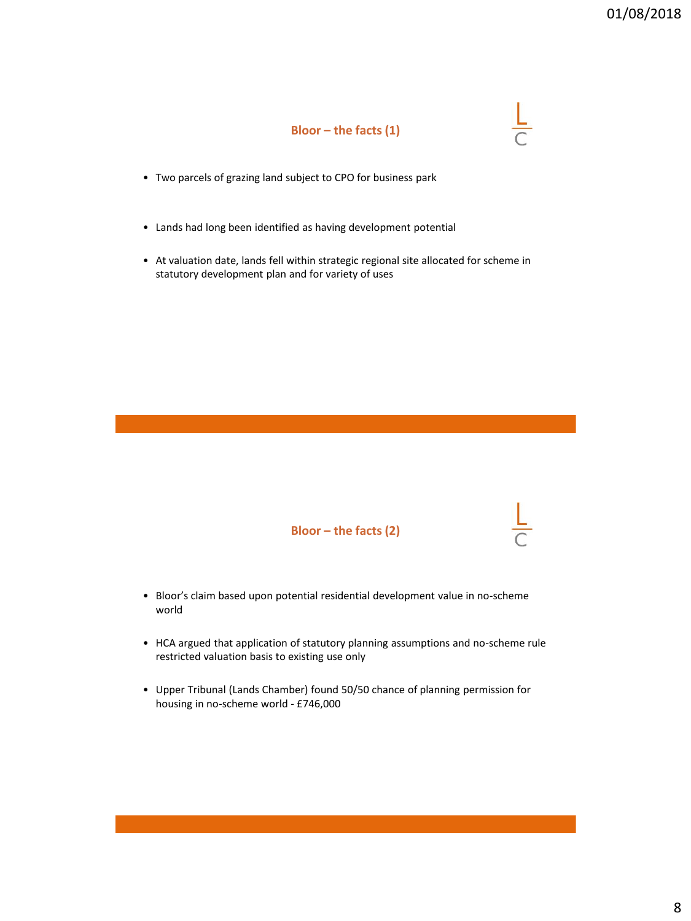## Bloor – the facts (1)

- Two parcels of grazing land subject to CPO for business park
- Lands had long been identified as having development potential
- At valuation date, lands fell within strategic regional site allocated for scheme in statutory development plan and for variety of uses

## Bloor – the facts (2)

- Bloor's claim based upon potential residential development value in no-scheme world
- HCA argued that application of statutory planning assumptions and no-scheme rule restricted valuation basis to existing use only
- Upper Tribunal (Lands Chamber) found 50/50 chance of planning permission for housing in no-scheme world - £746,000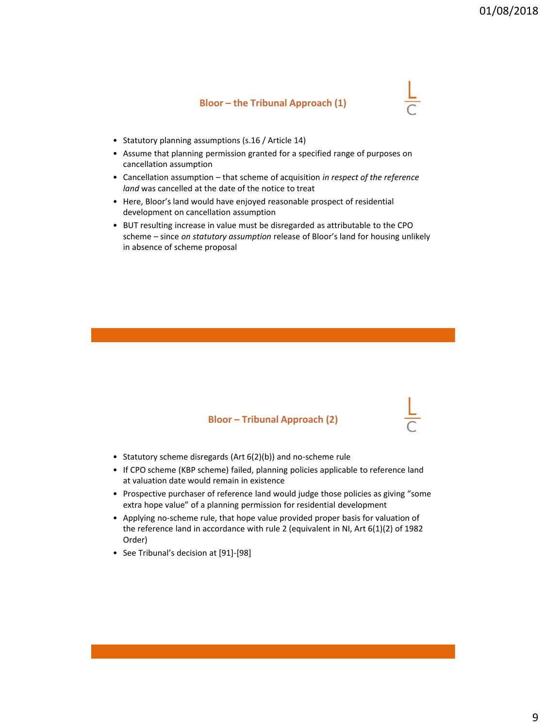## Bloor – the Tribunal Approach (1)

- Statutory planning assumptions (s.16 / Article 14)
- Assume that planning permission granted for a specified range of purposes on cancellation assumption
- Cancellation assumption – that scheme of acquisition *in respect of the reference land* was cancelled at the date of the notice to treat
- Here, Bloor's land would have enjoyed reasonable prospect of residential development on cancellation assumption
- BUT resulting increase in value must be disregarded as attributable to the CPO scheme – since *on statutory assumption* release of Bloor's land for housing unlikely in absence of scheme proposal

## Bloor – Tribunal Approach (2)

- Statutory scheme disregards (Art 6(2)(b)) and no-scheme rule
- If CPO scheme (KBP scheme) failed, planning policies applicable to reference land at valuation date would remain in existence
- Prospective purchaser of reference land would judge those policies as giving "some extra hope value" of a planning permission for residential development
- Applying no-scheme rule, that hope value provided proper basis for valuation of the reference land in accordance with rule 2 (equivalent in NI, Art 6(1)(2) of 1982 Order)
- See Tribunal's decision at [91]-[98]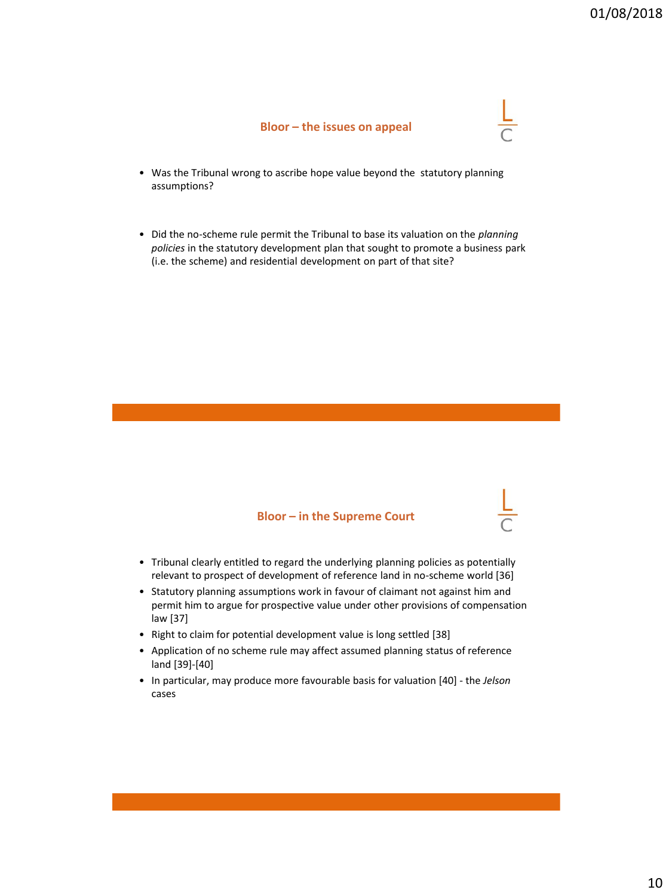## Bloor – the issues on appeal

- Was the Tribunal wrong to ascribe hope value beyond the statutory planning assumptions?
- Did the no-scheme rule permit the Tribunal to base its valuation on the *planning policies* in the statutory development plan that sought to promote a business park (i.e. the scheme) and residential development on part of that site?

## Bloor – in the Supreme Court

- Tribunal clearly entitled to regard the underlying planning policies as potentially relevant to prospect of development of reference land in no-scheme world [36]
- Statutory planning assumptions work in favour of claimant not against him and permit him to argue for prospective value under other provisions of compensation law [37]
- Right to claim for potential development value is long settled [38]
- Application of no scheme rule may affect assumed planning status of reference land [39]-[40]
- In particular, may produce more favourable basis for valuation [40] - the *Jelson* cases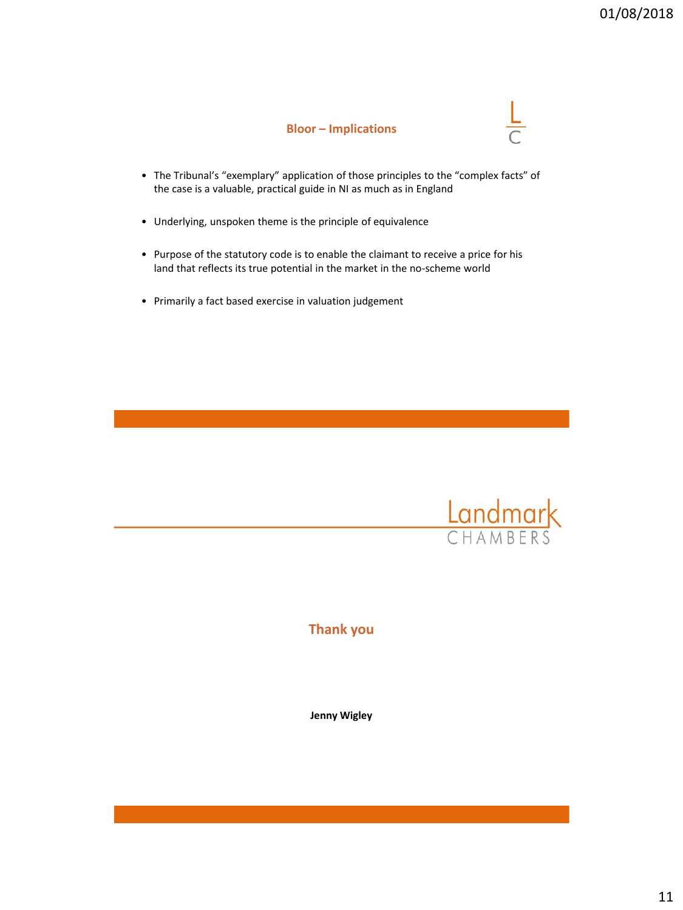## Bloor – Implications

- The Tribunal's "exemplary" application of those principles to the "complex facts" of the case is a valuable, practical guide in NI as much as in England
- Underlying, unspoken theme is the principle of equivalence
- Purpose of the statutory code is to enable the claimant to receive a price for his land that reflects its true potential in the market in the no-scheme world
- Primarily a fact based exercise in valuation judgement

Landmark CHAMBERS

## Thank you

**Jenny Wigley**